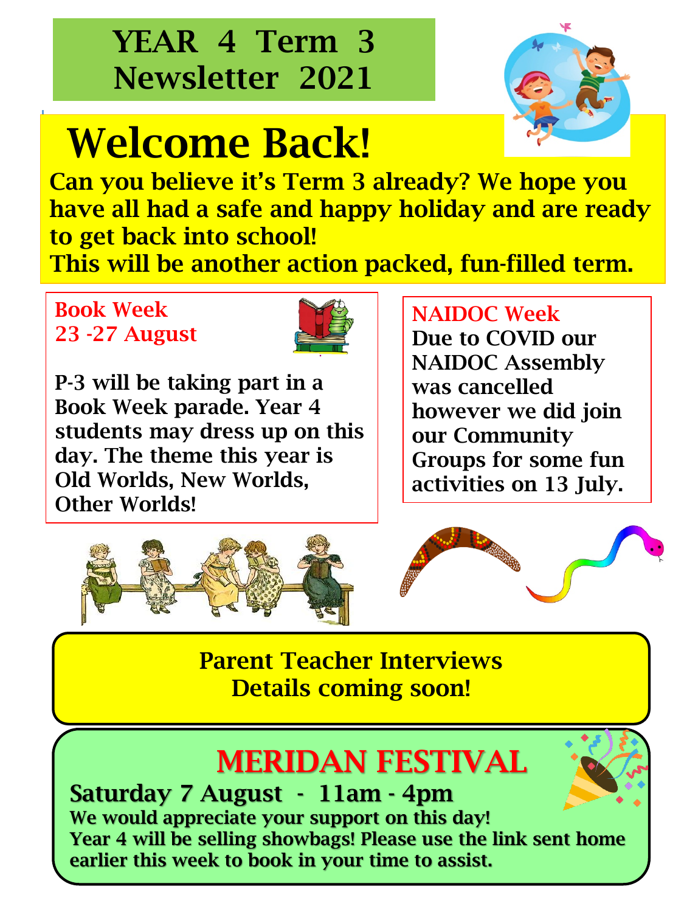# YEAR 4 Term 3 Newsletter 2021

## Welcome Back!

**Can you believe it's Term 3 already? We hope you have all had a safe and happy holiday and are ready to get back into school!**
**This will be another action packed, fun-filled term.**

### Book Week
### 23 -27 August

P-3 will be taking part in a Book Week parade. Year 4 students may dress up on this day. The theme this year is Old Worlds, New Worlds, Other Worlds!

### NAIDOC Week

Due to COVID our NAIDOC Assembly was cancelled however we did join our Community Groups for some fun activities on 13 July.

### Parent Teacher Interviews
### Details coming soon!

## MERIDAN FESTIVAL

**Saturday 7 August - 11am - 4pm**

**We would appreciate your support on this day!**
**Year 4 will be selling showbags! Please use the link sent home earlier this week to book in your time to assist.**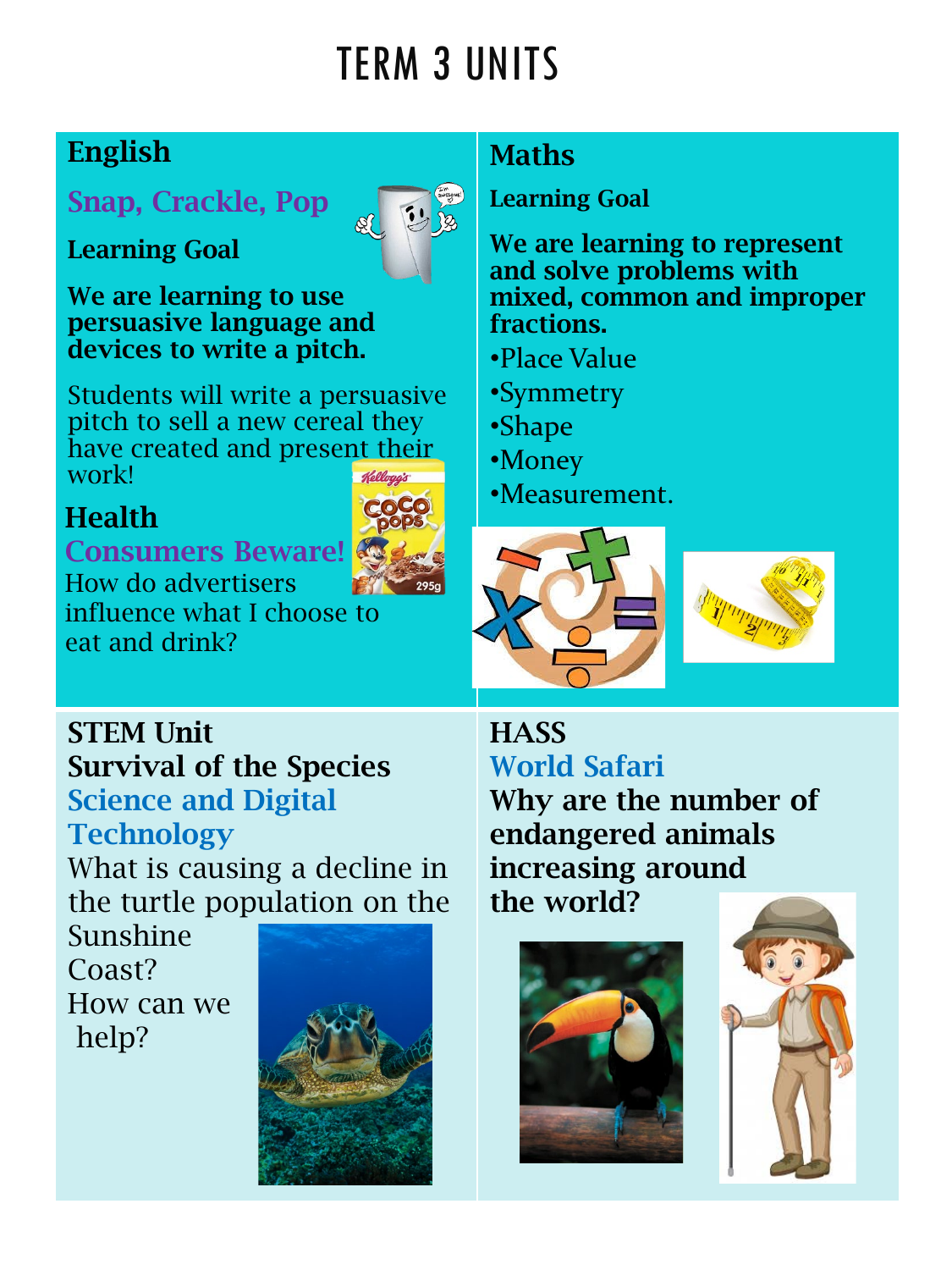# TERM 3 UNITS

## English

### Snap, Crackle, Pop

**Learning Goal**

**We are learning to use persuasive language and devices to write a pitch.**

Students will write a persuasive pitch to sell a new cereal they have created and present their work!

## Health

### Consumers Beware!

How do advertisers influence what I choose to eat and drink?

## Maths

**Learning Goal**

**We are learning to represent and solve problems with mixed, common and improper fractions.**

- Place Value
- Symmetry
- Shape
- Money
- Measurement.

## STEM Unit

**Survival of the Species**

### Science and Digital Technology

What is causing a decline in the turtle population on the Sunshine Coast? How can we help?

## HASS

### World Safari

**Why are the number of endangered animals increasing around the world?**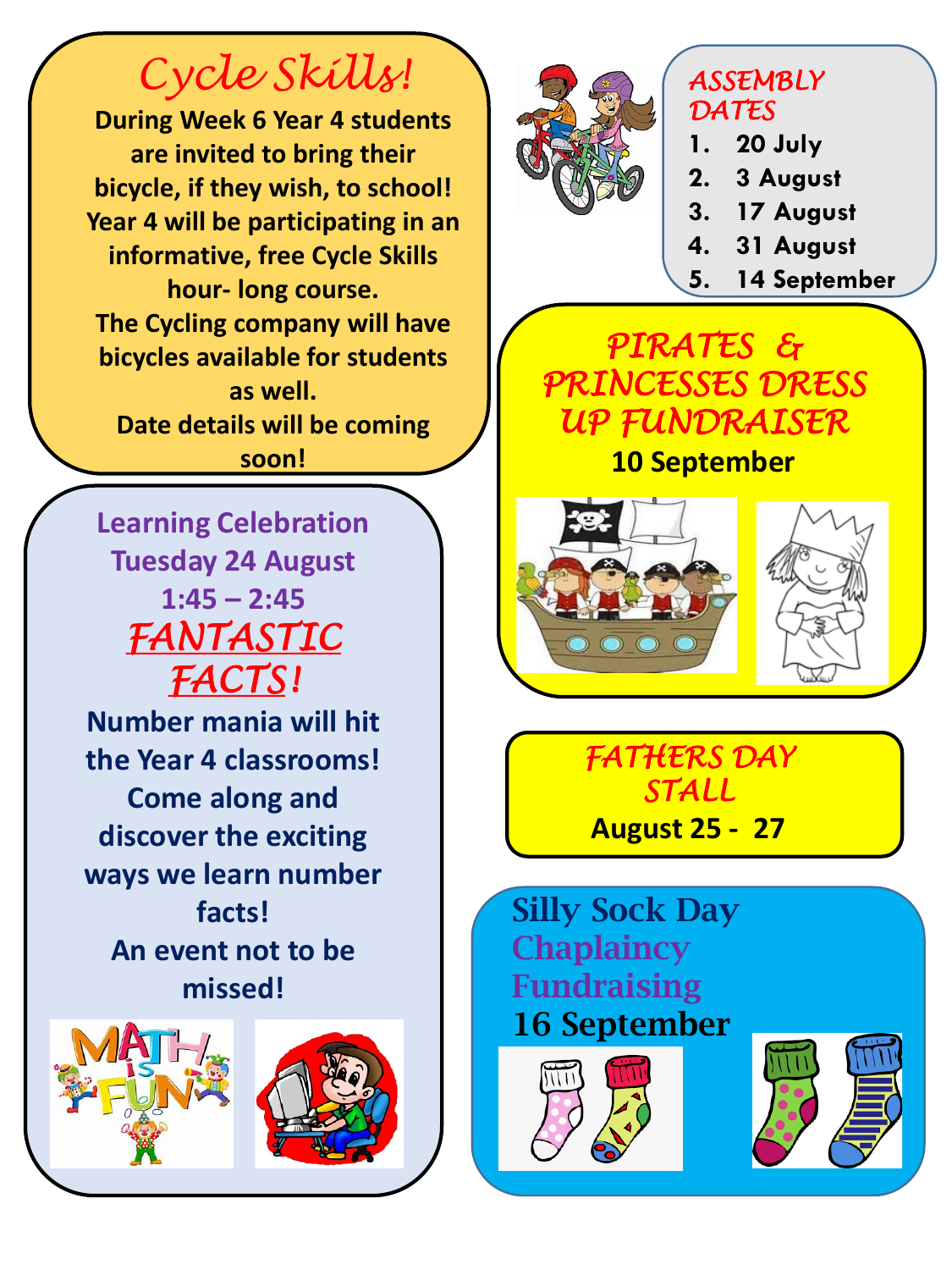# Cycle Skills!

**During Week 6 Year 4 students are invited to bring their bicycle, if they wish, to school! Year 4 will be participating in an informative, free Cycle Skills hour- long course. The Cycling company will have bicycles available for students as well. Date details will be coming soon!**

## ASSEMBLY DATES

1. 20 July
2. 3 August
3. 17 August
4. 31 August
5. 14 September

## PIRATES & PRINCESSES DRESS UP FUNDRAISER

**10 September**

## Learning Celebration Tuesday 24 August 1:45 – 2:45

## FANTASTIC FACTS!

**Number mania will hit the Year 4 classrooms! Come along and discover the exciting ways we learn number facts! An event not to be missed!**

## FATHERS DAY STALL

**August 25 - 27**

## Silly Sock Day Chaplaincy Fundraising

**16 September**